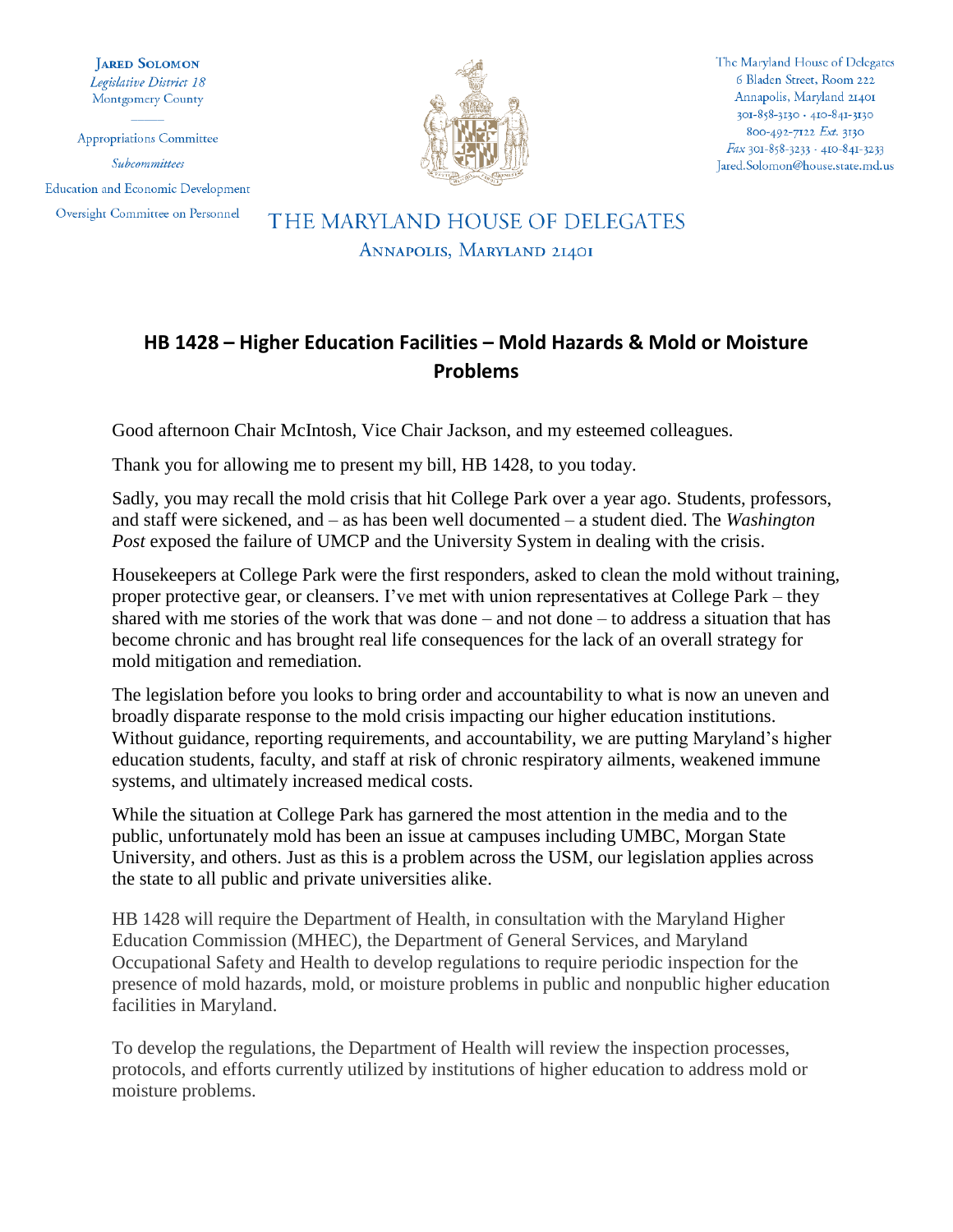**Jared Solomon**
*Legislative District 18*
Montgomery County

Appropriations Committee

*Subcommittees*

Education and Economic Development

Oversight Committee on Personnel

The Maryland House of Delegates
6 Bladen Street, Room 222
Annapolis, Maryland 21401
301-858-3130 · 410-841-3130
800-492-7122 *Ext.* 3130
*Fax* 301-858-3233 · 410-841-3233
Jared.Solomon@house.state.md.us

THE MARYLAND HOUSE OF DELEGATES
ANNAPOLIS, MARYLAND 21401

## HB 1428 – Higher Education Facilities – Mold Hazards & Mold or Moisture Problems

Good afternoon Chair McIntosh, Vice Chair Jackson, and my esteemed colleagues.

Thank you for allowing me to present my bill, HB 1428, to you today.

Sadly, you may recall the mold crisis that hit College Park over a year ago. Students, professors, and staff were sickened, and – as has been well documented – a student died. The *Washington Post* exposed the failure of UMCP and the University System in dealing with the crisis.

Housekeepers at College Park were the first responders, asked to clean the mold without training, proper protective gear, or cleansers. I've met with union representatives at College Park – they shared with me stories of the work that was done – and not done – to address a situation that has become chronic and has brought real life consequences for the lack of an overall strategy for mold mitigation and remediation.

The legislation before you looks to bring order and accountability to what is now an uneven and broadly disparate response to the mold crisis impacting our higher education institutions. Without guidance, reporting requirements, and accountability, we are putting Maryland's higher education students, faculty, and staff at risk of chronic respiratory ailments, weakened immune systems, and ultimately increased medical costs.

While the situation at College Park has garnered the most attention in the media and to the public, unfortunately mold has been an issue at campuses including UMBC, Morgan State University, and others. Just as this is a problem across the USM, our legislation applies across the state to all public and private universities alike.

HB 1428 will require the Department of Health, in consultation with the Maryland Higher Education Commission (MHEC), the Department of General Services, and Maryland Occupational Safety and Health to develop regulations to require periodic inspection for the presence of mold hazards, mold, or moisture problems in public and nonpublic higher education facilities in Maryland.

To develop the regulations, the Department of Health will review the inspection processes, protocols, and efforts currently utilized by institutions of higher education to address mold or moisture problems.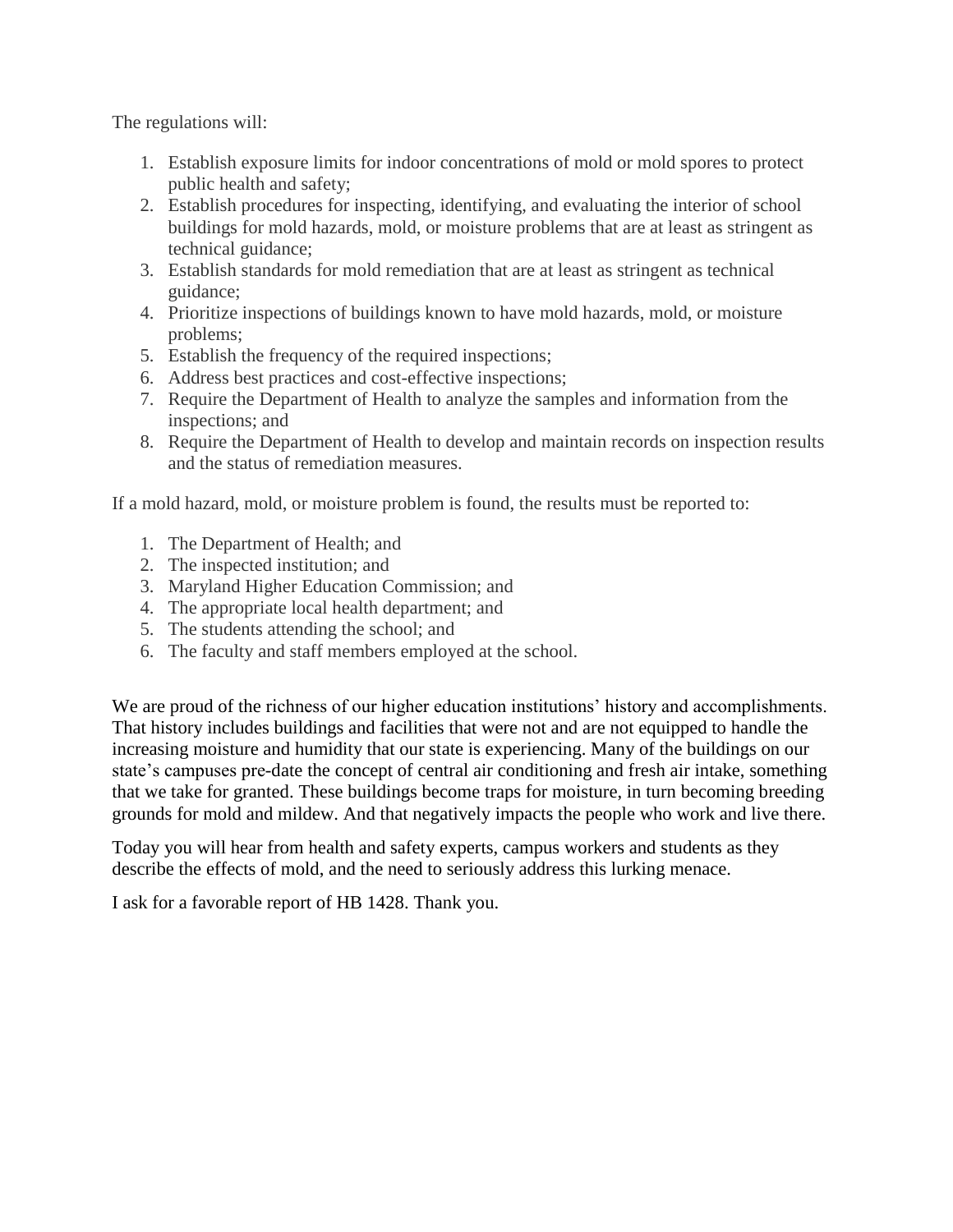The regulations will:

1. Establish exposure limits for indoor concentrations of mold or mold spores to protect public health and safety;
2. Establish procedures for inspecting, identifying, and evaluating the interior of school buildings for mold hazards, mold, or moisture problems that are at least as stringent as technical guidance;
3. Establish standards for mold remediation that are at least as stringent as technical guidance;
4. Prioritize inspections of buildings known to have mold hazards, mold, or moisture problems;
5. Establish the frequency of the required inspections;
6. Address best practices and cost-effective inspections;
7. Require the Department of Health to analyze the samples and information from the inspections; and
8. Require the Department of Health to develop and maintain records on inspection results and the status of remediation measures.

If a mold hazard, mold, or moisture problem is found, the results must be reported to:

1. The Department of Health; and
2. The inspected institution; and
3. Maryland Higher Education Commission; and
4. The appropriate local health department; and
5. The students attending the school; and
6. The faculty and staff members employed at the school.

We are proud of the richness of our higher education institutions' history and accomplishments. That history includes buildings and facilities that were not and are not equipped to handle the increasing moisture and humidity that our state is experiencing. Many of the buildings on our state's campuses pre-date the concept of central air conditioning and fresh air intake, something that we take for granted. These buildings become traps for moisture, in turn becoming breeding grounds for mold and mildew. And that negatively impacts the people who work and live there.

Today you will hear from health and safety experts, campus workers and students as they describe the effects of mold, and the need to seriously address this lurking menace.

I ask for a favorable report of HB 1428. Thank you.